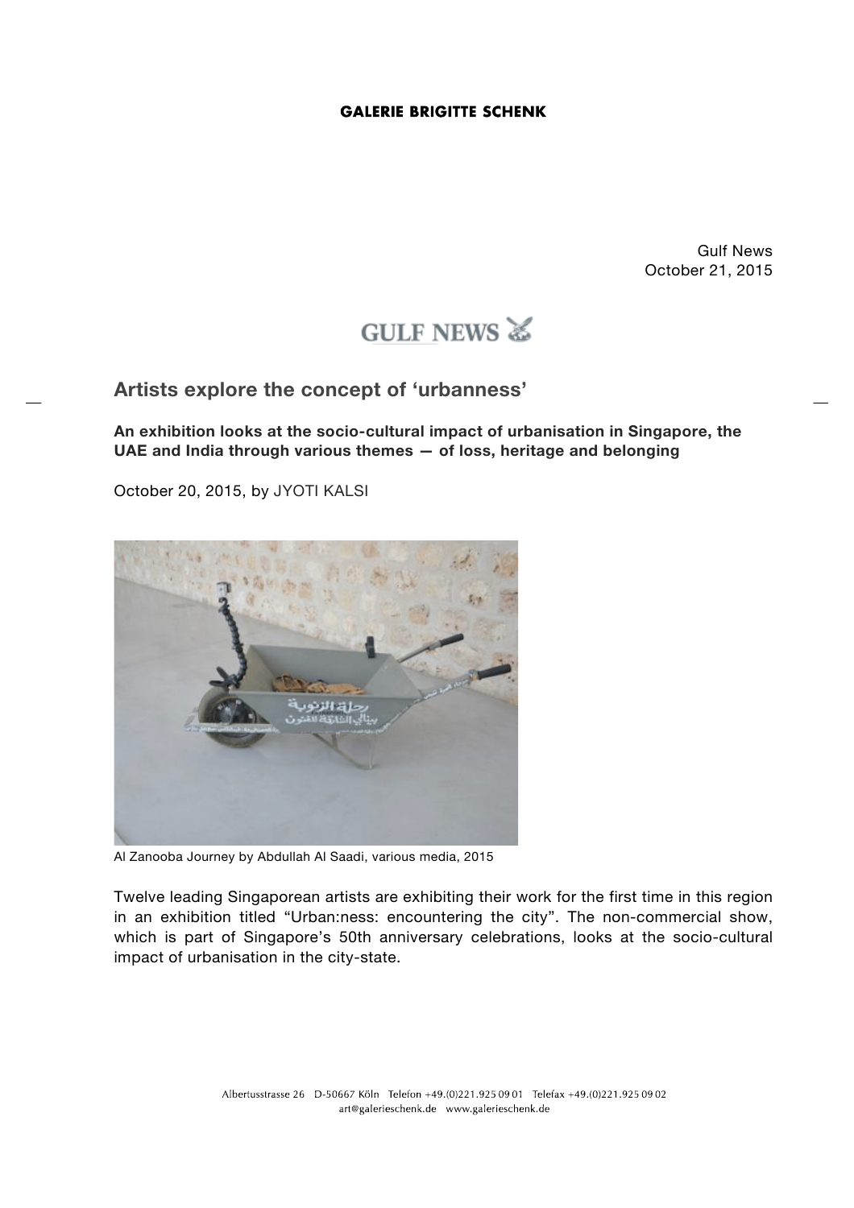Gulf News
October 21, 2015

GULF NEWS

## Artists explore the concept of 'urbanness'

**An exhibition looks at the socio-cultural impact of urbanisation in Singapore, the UAE and India through various themes — of loss, heritage and belonging**

October 20, 2015, by JYOTI KALSI

Al Zanooba Journey by Abdullah Al Saadi, various media, 2015

Twelve leading Singaporean artists are exhibiting their work for the first time in this region in an exhibition titled "Urban:ness: encountering the city". The non-commercial show, which is part of Singapore's 50th anniversary celebrations, looks at the socio-cultural impact of urbanisation in the city-state.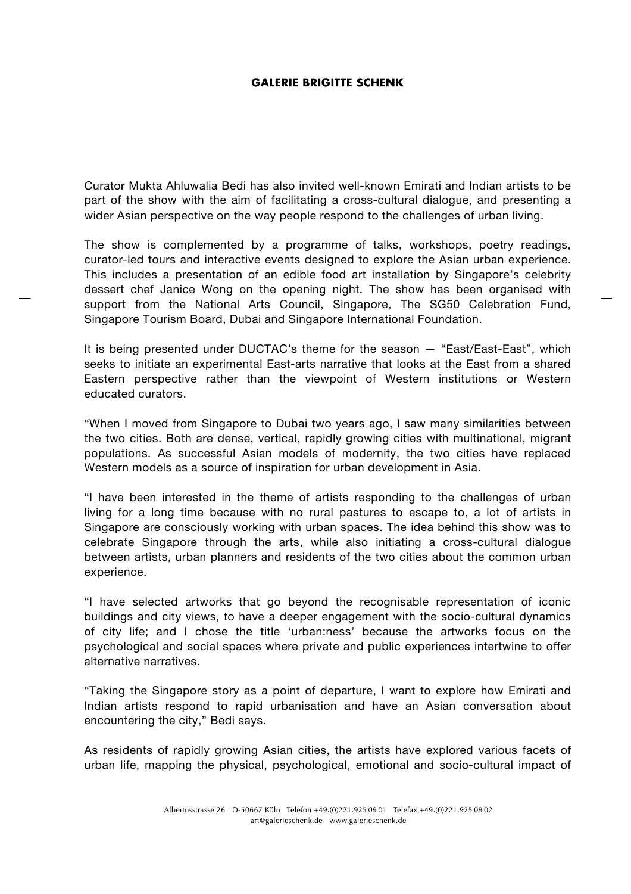Curator Mukta Ahluwalia Bedi has also invited well-known Emirati and Indian artists to be part of the show with the aim of facilitating a cross-cultural dialogue, and presenting a wider Asian perspective on the way people respond to the challenges of urban living.

The show is complemented by a programme of talks, workshops, poetry readings, curator-led tours and interactive events designed to explore the Asian urban experience. This includes a presentation of an edible food art installation by Singapore's celebrity dessert chef Janice Wong on the opening night. The show has been organised with support from the National Arts Council, Singapore, The SG50 Celebration Fund, Singapore Tourism Board, Dubai and Singapore International Foundation.

It is being presented under DUCTAC's theme for the season — "East/East-East", which seeks to initiate an experimental East-arts narrative that looks at the East from a shared Eastern perspective rather than the viewpoint of Western institutions or Western educated curators.

"When I moved from Singapore to Dubai two years ago, I saw many similarities between the two cities. Both are dense, vertical, rapidly growing cities with multinational, migrant populations. As successful Asian models of modernity, the two cities have replaced Western models as a source of inspiration for urban development in Asia.

"I have been interested in the theme of artists responding to the challenges of urban living for a long time because with no rural pastures to escape to, a lot of artists in Singapore are consciously working with urban spaces. The idea behind this show was to celebrate Singapore through the arts, while also initiating a cross-cultural dialogue between artists, urban planners and residents of the two cities about the common urban experience.

"I have selected artworks that go beyond the recognisable representation of iconic buildings and city views, to have a deeper engagement with the socio-cultural dynamics of city life; and I chose the title 'urban:ness' because the artworks focus on the psychological and social spaces where private and public experiences intertwine to offer alternative narratives.

"Taking the Singapore story as a point of departure, I want to explore how Emirati and Indian artists respond to rapid urbanisation and have an Asian conversation about encountering the city," Bedi says.

As residents of rapidly growing Asian cities, the artists have explored various facets of urban life, mapping the physical, psychological, emotional and socio-cultural impact of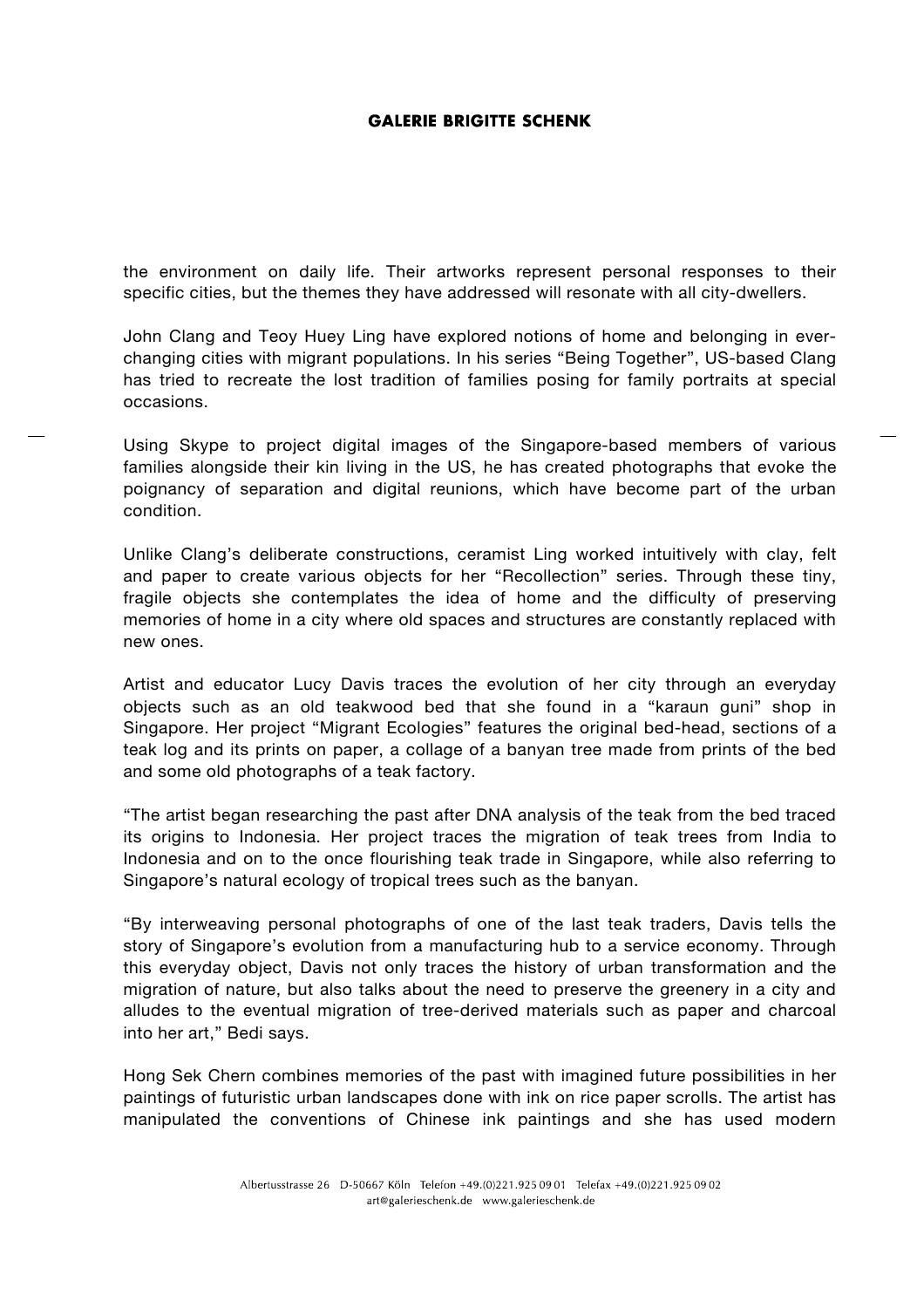the environment on daily life. Their artworks represent personal responses to their specific cities, but the themes they have addressed will resonate with all city-dwellers.

John Clang and Teoy Huey Ling have explored notions of home and belonging in ever-changing cities with migrant populations. In his series “Being Together”, US-based Clang has tried to recreate the lost tradition of families posing for family portraits at special occasions.

Using Skype to project digital images of the Singapore-based members of various families alongside their kin living in the US, he has created photographs that evoke the poignancy of separation and digital reunions, which have become part of the urban condition.

Unlike Clang’s deliberate constructions, ceramist Ling worked intuitively with clay, felt and paper to create various objects for her “Recollection” series. Through these tiny, fragile objects she contemplates the idea of home and the difficulty of preserving memories of home in a city where old spaces and structures are constantly replaced with new ones.

Artist and educator Lucy Davis traces the evolution of her city through an everyday objects such as an old teakwood bed that she found in a “karaun guni” shop in Singapore. Her project “Migrant Ecologies” features the original bed-head, sections of a teak log and its prints on paper, a collage of a banyan tree made from prints of the bed and some old photographs of a teak factory.

“The artist began researching the past after DNA analysis of the teak from the bed traced its origins to Indonesia. Her project traces the migration of teak trees from India to Indonesia and on to the once flourishing teak trade in Singapore, while also referring to Singapore’s natural ecology of tropical trees such as the banyan.

“By interweaving personal photographs of one of the last teak traders, Davis tells the story of Singapore’s evolution from a manufacturing hub to a service economy. Through this everyday object, Davis not only traces the history of urban transformation and the migration of nature, but also talks about the need to preserve the greenery in a city and alludes to the eventual migration of tree-derived materials such as paper and charcoal into her art,” Bedi says.

Hong Sek Chern combines memories of the past with imagined future possibilities in her paintings of futuristic urban landscapes done with ink on rice paper scrolls. The artist has manipulated the conventions of Chinese ink paintings and she has used modern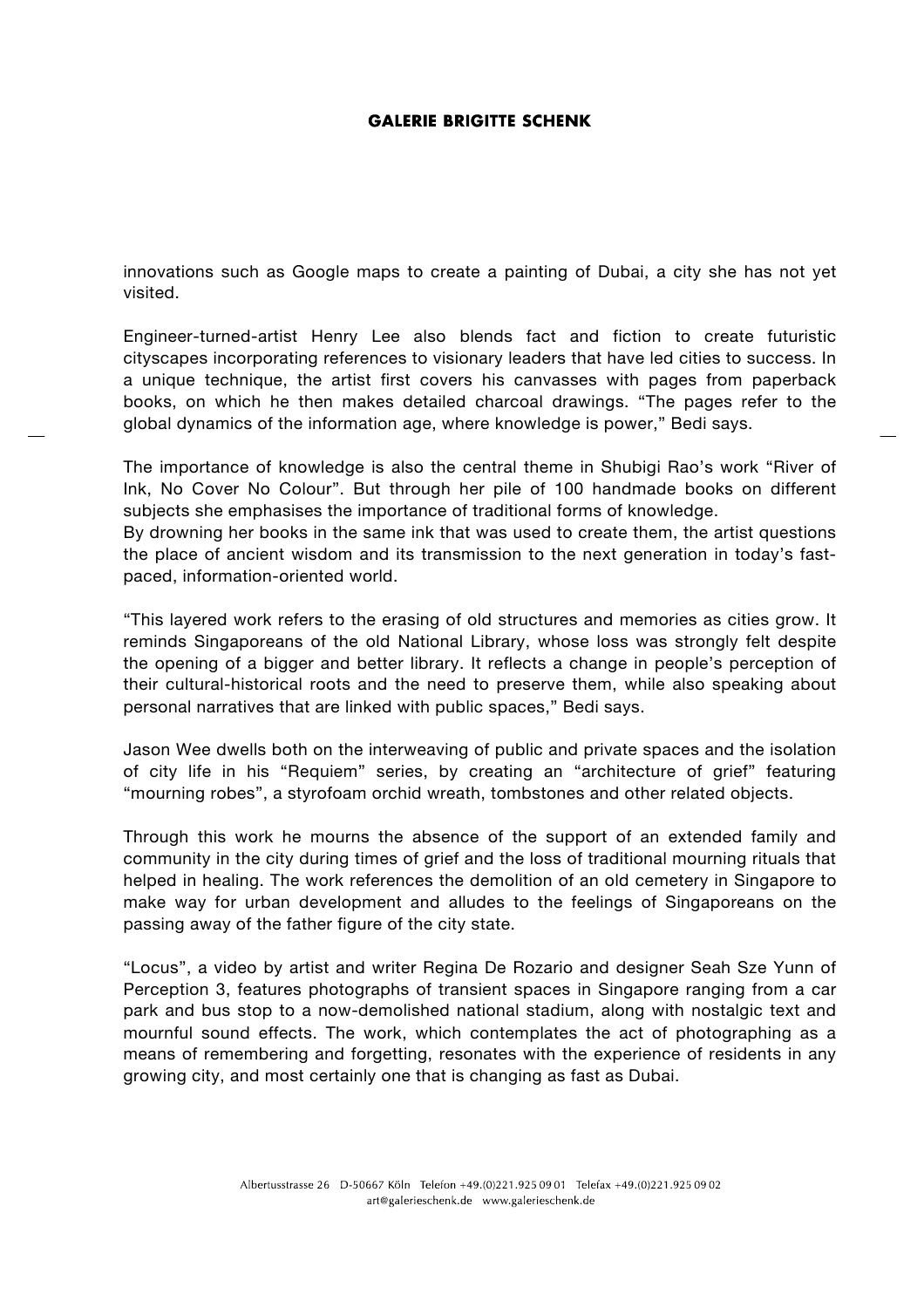innovations such as Google maps to create a painting of Dubai, a city she has not yet visited.

Engineer-turned-artist Henry Lee also blends fact and fiction to create futuristic cityscapes incorporating references to visionary leaders that have led cities to success. In a unique technique, the artist first covers his canvasses with pages from paperback books, on which he then makes detailed charcoal drawings. "The pages refer to the global dynamics of the information age, where knowledge is power," Bedi says.

The importance of knowledge is also the central theme in Shubigi Rao's work "River of Ink, No Cover No Colour". But through her pile of 100 handmade books on different subjects she emphasises the importance of traditional forms of knowledge.
By drowning her books in the same ink that was used to create them, the artist questions the place of ancient wisdom and its transmission to the next generation in today's fast-paced, information-oriented world.

"This layered work refers to the erasing of old structures and memories as cities grow. It reminds Singaporeans of the old National Library, whose loss was strongly felt despite the opening of a bigger and better library. It reflects a change in people's perception of their cultural-historical roots and the need to preserve them, while also speaking about personal narratives that are linked with public spaces," Bedi says.

Jason Wee dwells both on the interweaving of public and private spaces and the isolation of city life in his "Requiem" series, by creating an "architecture of grief" featuring "mourning robes", a styrofoam orchid wreath, tombstones and other related objects.

Through this work he mourns the absence of the support of an extended family and community in the city during times of grief and the loss of traditional mourning rituals that helped in healing. The work references the demolition of an old cemetery in Singapore to make way for urban development and alludes to the feelings of Singaporeans on the passing away of the father figure of the city state.

"Locus", a video by artist and writer Regina De Rozario and designer Seah Sze Yunn of Perception 3, features photographs of transient spaces in Singapore ranging from a car park and bus stop to a now-demolished national stadium, along with nostalgic text and mournful sound effects. The work, which contemplates the act of photographing as a means of remembering and forgetting, resonates with the experience of residents in any growing city, and most certainly one that is changing as fast as Dubai.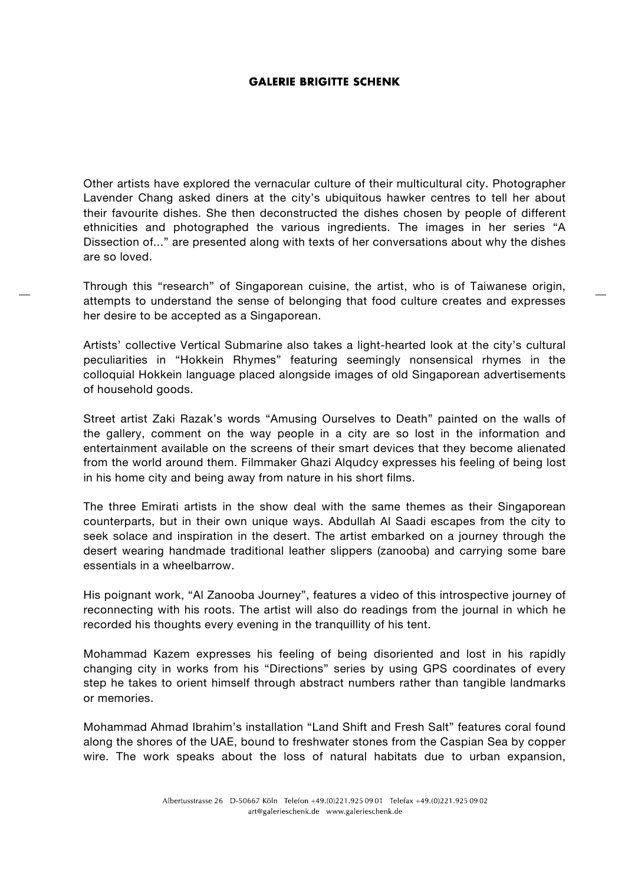Other artists have explored the vernacular culture of their multicultural city. Photographer Lavender Chang asked diners at the city's ubiquitous hawker centres to tell her about their favourite dishes. She then deconstructed the dishes chosen by people of different ethnicities and photographed the various ingredients. The images in her series "A Dissection of..." are presented along with texts of her conversations about why the dishes are so loved.

Through this "research" of Singaporean cuisine, the artist, who is of Taiwanese origin, attempts to understand the sense of belonging that food culture creates and expresses her desire to be accepted as a Singaporean.

Artists' collective Vertical Submarine also takes a light-hearted look at the city's cultural peculiarities in "Hokkein Rhymes" featuring seemingly nonsensical rhymes in the colloquial Hokkein language placed alongside images of old Singaporean advertisements of household goods.

Street artist Zaki Razak's words "Amusing Ourselves to Death" painted on the walls of the gallery, comment on the way people in a city are so lost in the information and entertainment available on the screens of their smart devices that they become alienated from the world around them. Filmmaker Ghazi Alqudcy expresses his feeling of being lost in his home city and being away from nature in his short films.

The three Emirati artists in the show deal with the same themes as their Singaporean counterparts, but in their own unique ways. Abdullah Al Saadi escapes from the city to seek solace and inspiration in the desert. The artist embarked on a journey through the desert wearing handmade traditional leather slippers (zanooba) and carrying some bare essentials in a wheelbarrow.

His poignant work, "Al Zanooba Journey", features a video of this introspective journey of reconnecting with his roots. The artist will also do readings from the journal in which he recorded his thoughts every evening in the tranquillity of his tent.

Mohammad Kazem expresses his feeling of being disoriented and lost in his rapidly changing city in works from his "Directions" series by using GPS coordinates of every step he takes to orient himself through abstract numbers rather than tangible landmarks or memories.

Mohammad Ahmad Ibrahim's installation "Land Shift and Fresh Salt" features coral found along the shores of the UAE, bound to freshwater stones from the Caspian Sea by copper wire. The work speaks about the loss of natural habitats due to urban expansion,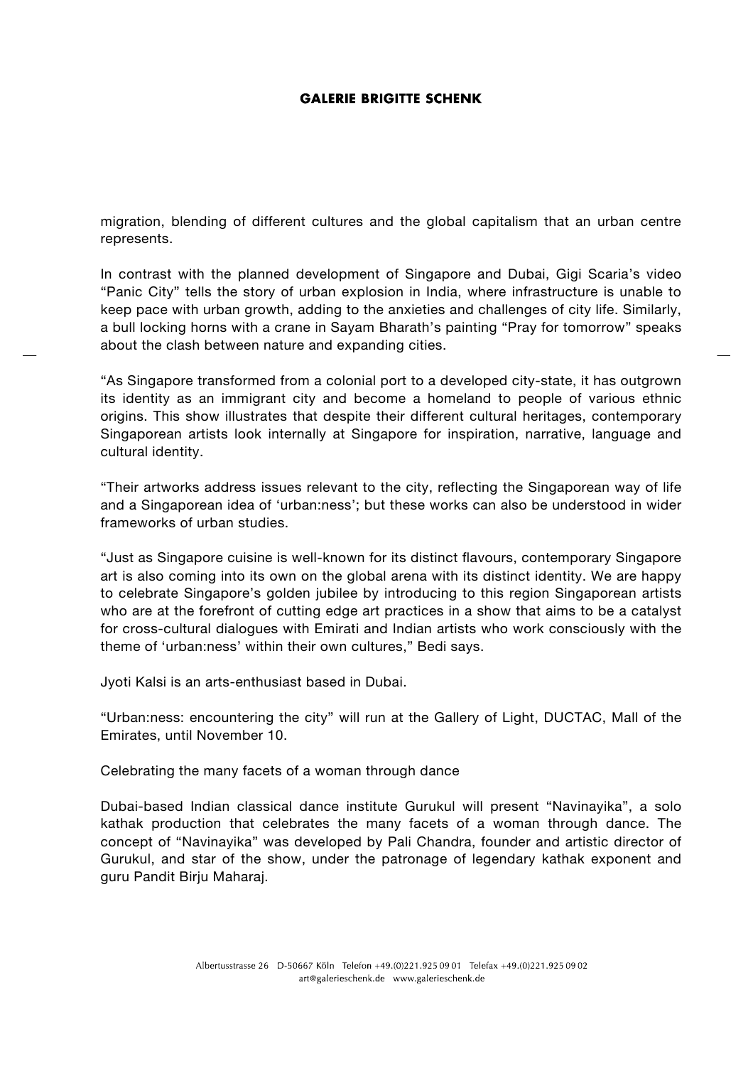migration, blending of different cultures and the global capitalism that an urban centre represents.

In contrast with the planned development of Singapore and Dubai, Gigi Scaria's video "Panic City" tells the story of urban explosion in India, where infrastructure is unable to keep pace with urban growth, adding to the anxieties and challenges of city life. Similarly, a bull locking horns with a crane in Sayam Bharath's painting "Pray for tomorrow" speaks about the clash between nature and expanding cities.

"As Singapore transformed from a colonial port to a developed city-state, it has outgrown its identity as an immigrant city and become a homeland to people of various ethnic origins. This show illustrates that despite their different cultural heritages, contemporary Singaporean artists look internally at Singapore for inspiration, narrative, language and cultural identity.

"Their artworks address issues relevant to the city, reflecting the Singaporean way of life and a Singaporean idea of 'urban:ness'; but these works can also be understood in wider frameworks of urban studies.

"Just as Singapore cuisine is well-known for its distinct flavours, contemporary Singapore art is also coming into its own on the global arena with its distinct identity. We are happy to celebrate Singapore's golden jubilee by introducing to this region Singaporean artists who are at the forefront of cutting edge art practices in a show that aims to be a catalyst for cross-cultural dialogues with Emirati and Indian artists who work consciously with the theme of 'urban:ness' within their own cultures," Bedi says.

Jyoti Kalsi is an arts-enthusiast based in Dubai.

"Urban:ness: encountering the city" will run at the Gallery of Light, DUCTAC, Mall of the Emirates, until November 10.

Celebrating the many facets of a woman through dance

Dubai-based Indian classical dance institute Gurukul will present "Navinayika", a solo kathak production that celebrates the many facets of a woman through dance. The concept of "Navinayika" was developed by Pali Chandra, founder and artistic director of Gurukul, and star of the show, under the patronage of legendary kathak exponent and guru Pandit Birju Maharaj.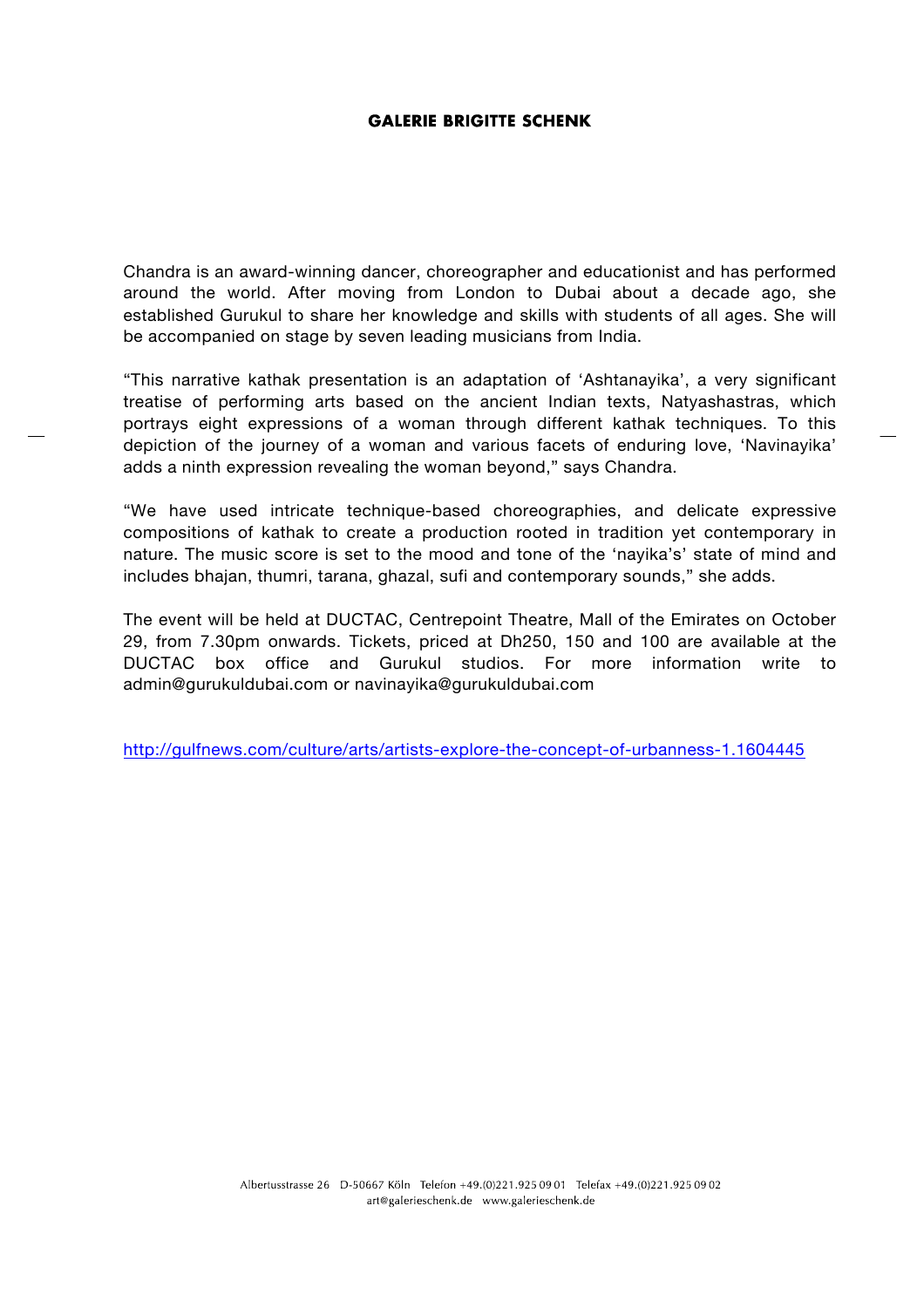Chandra is an award-winning dancer, choreographer and educationist and has performed around the world. After moving from London to Dubai about a decade ago, she established Gurukul to share her knowledge and skills with students of all ages. She will be accompanied on stage by seven leading musicians from India.

"This narrative kathak presentation is an adaptation of 'Ashtanayika', a very significant treatise of performing arts based on the ancient Indian texts, Natyashastras, which portrays eight expressions of a woman through different kathak techniques. To this depiction of the journey of a woman and various facets of enduring love, 'Navinayika' adds a ninth expression revealing the woman beyond," says Chandra.

"We have used intricate technique-based choreographies, and delicate expressive compositions of kathak to create a production rooted in tradition yet contemporary in nature. The music score is set to the mood and tone of the 'nayika's' state of mind and includes bhajan, thumri, tarana, ghazal, sufi and contemporary sounds," she adds.

The event will be held at DUCTAC, Centrepoint Theatre, Mall of the Emirates on October 29, from 7.30pm onwards. Tickets, priced at Dh250, 150 and 100 are available at the DUCTAC box office and Gurukul studios. For more information write to admin@gurukuldubai.com or navinayika@gurukuldubai.com

http://gulfnews.com/culture/arts/artists-explore-the-concept-of-urbanness-1.1604445